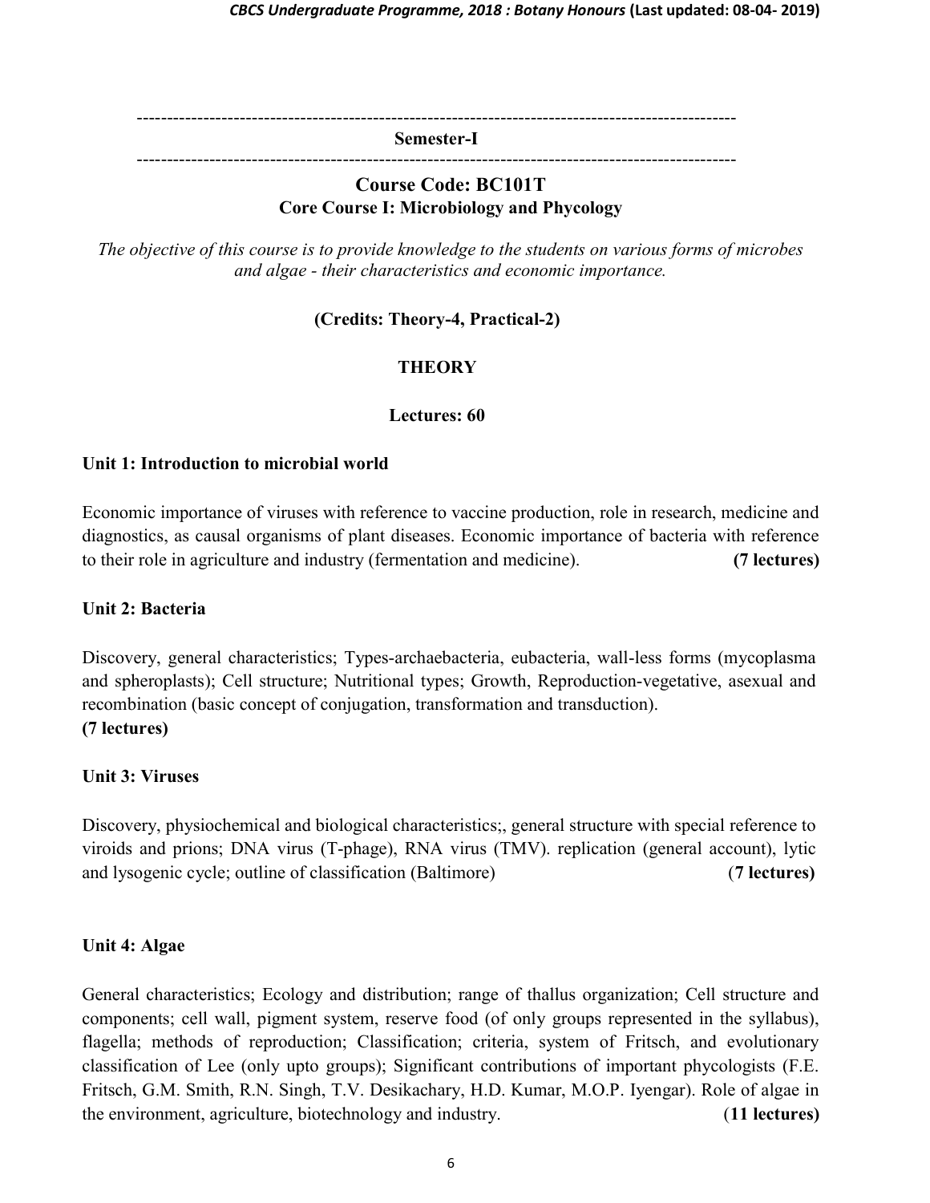---

**Semester-I**

---

## Course Code: BC101T

### Core Course I: Microbiology and Phycology

*The objective of this course is to provide knowledge to the students on various forms of microbes and algae - their characteristics and economic importance.*

**(Credits: Theory-4, Practical-2)**

**THEORY**

**Lectures: 60**

**Unit 1: Introduction to microbial world**

Economic importance of viruses with reference to vaccine production, role in research, medicine and diagnostics, as causal organisms of plant diseases. Economic importance of bacteria with reference to their role in agriculture and industry (fermentation and medicine). **(7 lectures)**

**Unit 2: Bacteria**

Discovery, general characteristics; Types-archaebacteria, eubacteria, wall-less forms (mycoplasma and spheroplasts); Cell structure; Nutritional types; Growth, Reproduction-vegetative, asexual and recombination (basic concept of conjugation, transformation and transduction).
**(7 lectures)**

**Unit 3: Viruses**

Discovery, physiochemical and biological characteristics;, general structure with special reference to viroids and prions; DNA virus (T-phage), RNA virus (TMV). replication (general account), lytic and lysogenic cycle; outline of classification (Baltimore) (**7 lectures)**

**Unit 4: Algae**

General characteristics; Ecology and distribution; range of thallus organization; Cell structure and components; cell wall, pigment system, reserve food (of only groups represented in the syllabus), flagella; methods of reproduction; Classification; criteria, system of Fritsch, and evolutionary classification of Lee (only upto groups); Significant contributions of important phycologists (F.E. Fritsch, G.M. Smith, R.N. Singh, T.V. Desikachary, H.D. Kumar, M.O.P. Iyengar). Role of algae in the environment, agriculture, biotechnology and industry. (**11 lectures)**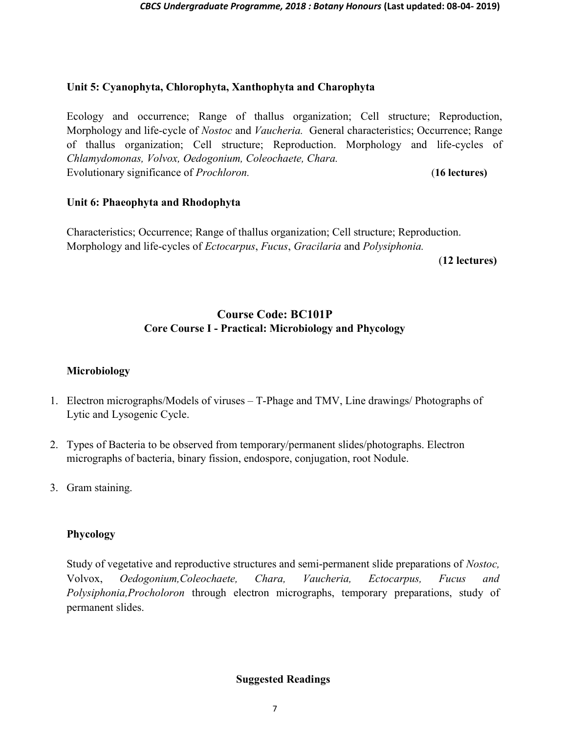**Unit 5: Cyanophyta, Chlorophyta, Xanthophyta and Charophyta**

Ecology and occurrence; Range of thallus organization; Cell structure; Reproduction, Morphology and life-cycle of *Nostoc* and *Vaucheria.* General characteristics; Occurrence; Range of thallus organization; Cell structure; Reproduction. Morphology and life-cycles of *Chlamydomonas, Volvox, Oedogonium, Coleochaete, Chara.*
Evolutionary significance of *Prochloron.* **(16 lectures)**

**Unit 6: Phaeophyta and Rhodophyta**

Characteristics; Occurrence; Range of thallus organization; Cell structure; Reproduction.
Morphology and life-cycles of *Ectocarpus*, *Fucus*, *Gracilaria* and *Polysiphonia.*

**(12 lectures)**

## Course Code: BC101P
## Core Course I - Practical: Microbiology and Phycology

**Microbiology**

1. Electron micrographs/Models of viruses – T-Phage and TMV, Line drawings/ Photographs of Lytic and Lysogenic Cycle.
2. Types of Bacteria to be observed from temporary/permanent slides/photographs. Electron micrographs of bacteria, binary fission, endospore, conjugation, root Nodule.
3. Gram staining.

**Phycology**

Study of vegetative and reproductive structures and semi-permanent slide preparations of *Nostoc,* Volvox, *Oedogonium,Coleochaete, Chara, Vaucheria, Ectocarpus, Fucus and Polysiphonia,Procholoron* through electron micrographs, temporary preparations, study of permanent slides.

**Suggested Readings**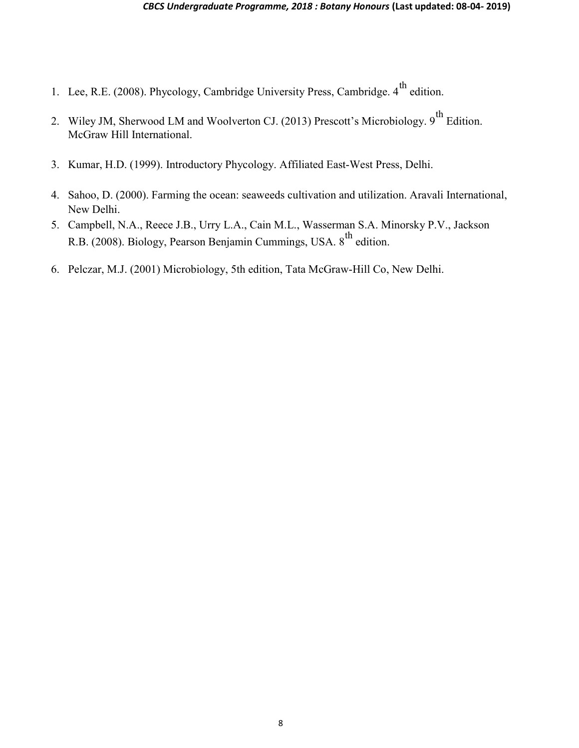1. Lee, R.E. (2008). Phycology, Cambridge University Press, Cambridge. $4^{th}$ edition.
2. Wiley JM, Sherwood LM and Woolverton CJ. (2013) Prescott's Microbiology. $9^{th}$ Edition. McGraw Hill International.
3. Kumar, H.D. (1999). Introductory Phycology. Affiliated East-West Press, Delhi.
4. Sahoo, D. (2000). Farming the ocean: seaweeds cultivation and utilization. Aravali International, New Delhi.
5. Campbell, N.A., Reece J.B., Urry L.A., Cain M.L., Wasserman S.A. Minorsky P.V., Jackson R.B. (2008). Biology, Pearson Benjamin Cummings, USA. $8^{th}$ edition.
6. Pelczar, M.J. (2001) Microbiology, 5th edition, Tata McGraw-Hill Co, New Delhi.